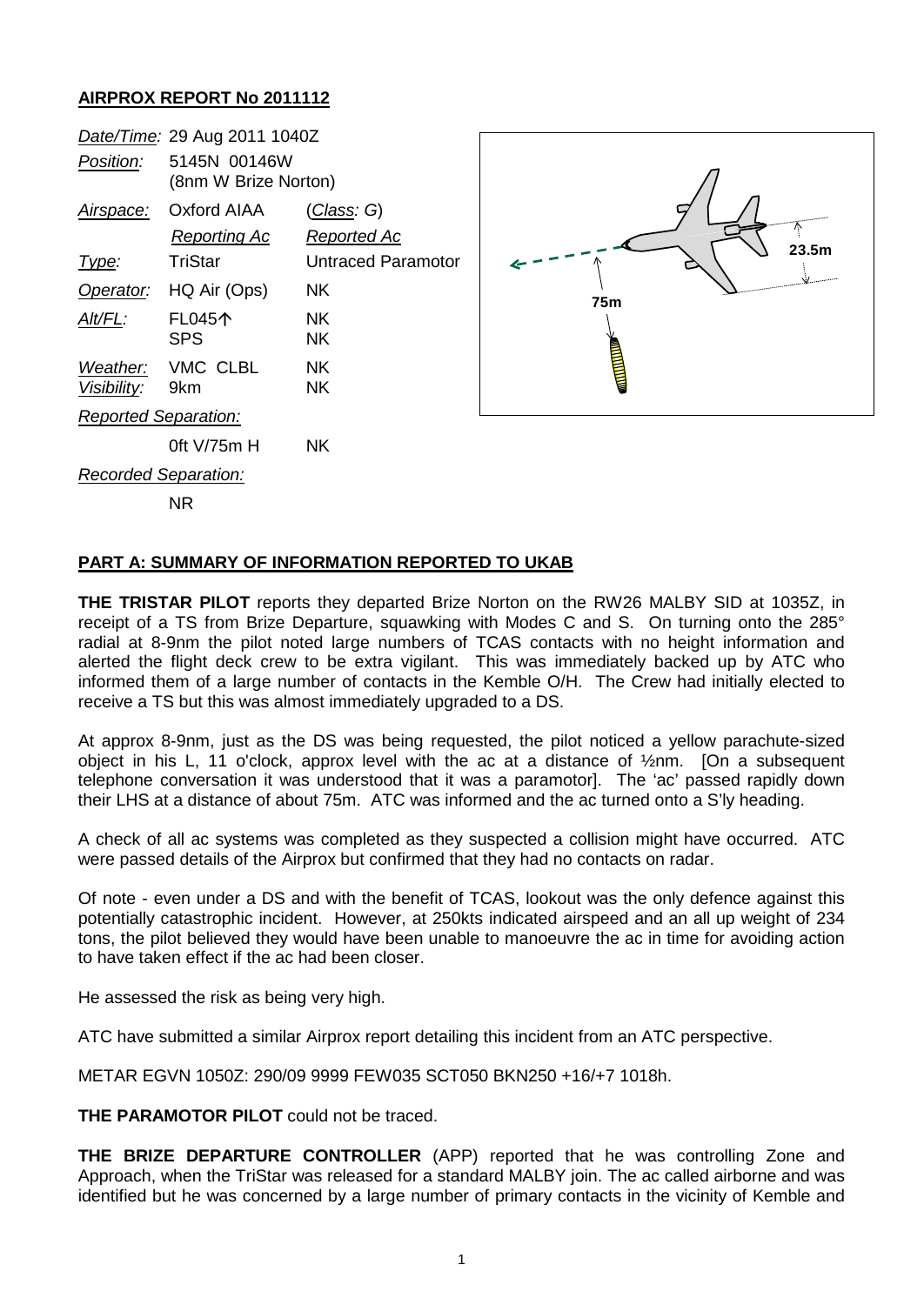## AIRPROX REPORT No 2011112

| | | |
|---|---|---|
| *Date/Time:* | 29 Aug 2011 1040Z | |
| *Position:* | 5145N 00146W (8nm W Brize Norton) | |
| *Airspace:* | Oxford AIAA | (*Class*: G) |
| | *Reporting Ac* | *Reported Ac* |
| *Type:* | TriStar | Untraced Paramotor |
| *Operator:* | HQ Air (Ops) | NK |
| *Alt/FL:* | FL045↑ | NK |
| | SPS | NK |
| *Weather:* | VMC CLBL | NK |
| *Visibility:* | 9km | NK |
| *Reported Separation:* | | |
| | 0ft V/75m H | NK |
| *Recorded Separation:* | | |
| | NR | |

75m

23.5m

### PART A: SUMMARY OF INFORMATION REPORTED TO UKAB

**THE TRISTAR PILOT** reports they departed Brize Norton on the RW26 MALBY SID at 1035Z, in receipt of a TS from Brize Departure, squawking with Modes C and S. On turning onto the 285° radial at 8-9nm the pilot noted large numbers of TCAS contacts with no height information and alerted the flight deck crew to be extra vigilant. This was immediately backed up by ATC who informed them of a large number of contacts in the Kemble O/H. The Crew had initially elected to receive a TS but this was almost immediately upgraded to a DS.

At approx 8-9nm, just as the DS was being requested, the pilot noticed a yellow parachute-sized object in his L, 11 o'clock, approx level with the ac at a distance of ½nm. [On a subsequent telephone conversation it was understood that it was a paramotor]. The 'ac' passed rapidly down their LHS at a distance of about 75m. ATC was informed and the ac turned onto a S'ly heading.

A check of all ac systems was completed as they suspected a collision might have occurred. ATC were passed details of the Airprox but confirmed that they had no contacts on radar.

Of note - even under a DS and with the benefit of TCAS, lookout was the only defence against this potentially catastrophic incident. However, at 250kts indicated airspeed and an all up weight of 234 tons, the pilot believed they would have been unable to manoeuvre the ac in time for avoiding action to have taken effect if the ac had been closer.

He assessed the risk as being very high.

ATC have submitted a similar Airprox report detailing this incident from an ATC perspective.

METAR EGVN 1050Z: 290/09 9999 FEW035 SCT050 BKN250 +16/+7 1018h.

**THE PARAMOTOR PILOT** could not be traced.

**THE BRIZE DEPARTURE CONTROLLER** (APP) reported that he was controlling Zone and Approach, when the TriStar was released for a standard MALBY join. The ac called airborne and was identified but he was concerned by a large number of primary contacts in the vicinity of Kemble and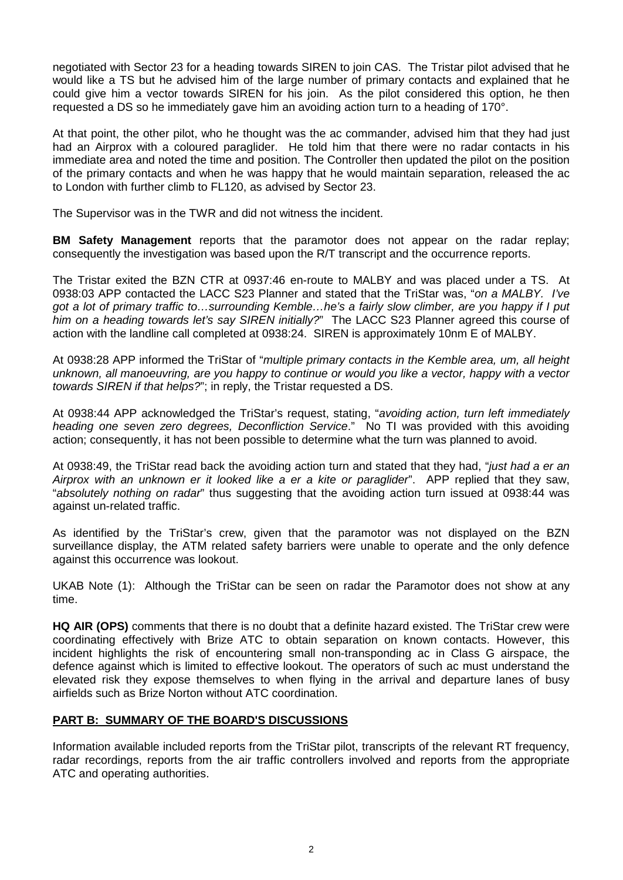negotiated with Sector 23 for a heading towards SIREN to join CAS. The Tristar pilot advised that he would like a TS but he advised him of the large number of primary contacts and explained that he could give him a vector towards SIREN for his join. As the pilot considered this option, he then requested a DS so he immediately gave him an avoiding action turn to a heading of 170°.

At that point, the other pilot, who he thought was the ac commander, advised him that they had just had an Airprox with a coloured paraglider. He told him that there were no radar contacts in his immediate area and noted the time and position. The Controller then updated the pilot on the position of the primary contacts and when he was happy that he would maintain separation, released the ac to London with further climb to FL120, as advised by Sector 23.

The Supervisor was in the TWR and did not witness the incident.

**BM Safety Management** reports that the paramotor does not appear on the radar replay; consequently the investigation was based upon the R/T transcript and the occurrence reports.

The Tristar exited the BZN CTR at 0937:46 en-route to MALBY and was placed under a TS. At 0938:03 APP contacted the LACC S23 Planner and stated that the TriStar was, "*on a MALBY. I've got a lot of primary traffic to…surrounding Kemble…he's a fairly slow climber, are you happy if I put him on a heading towards let's say SIREN initially?*" The LACC S23 Planner agreed this course of action with the landline call completed at 0938:24. SIREN is approximately 10nm E of MALBY.

At 0938:28 APP informed the TriStar of "*multiple primary contacts in the Kemble area, um, all height unknown, all manoeuvring, are you happy to continue or would you like a vector, happy with a vector towards SIREN if that helps?*"; in reply, the Tristar requested a DS.

At 0938:44 APP acknowledged the TriStar's request, stating, "*avoiding action, turn left immediately heading one seven zero degrees, Deconfliction Service*." No TI was provided with this avoiding action; consequently, it has not been possible to determine what the turn was planned to avoid.

At 0938:49, the TriStar read back the avoiding action turn and stated that they had, "*just had a er an Airprox with an unknown er it looked like a er a kite or paraglider*". APP replied that they saw, "*absolutely nothing on radar*" thus suggesting that the avoiding action turn issued at 0938:44 was against un-related traffic.

As identified by the TriStar's crew, given that the paramotor was not displayed on the BZN surveillance display, the ATM related safety barriers were unable to operate and the only defence against this occurrence was lookout.

UKAB Note (1): Although the TriStar can be seen on radar the Paramotor does not show at any time.

**HQ AIR (OPS)** comments that there is no doubt that a definite hazard existed. The TriStar crew were coordinating effectively with Brize ATC to obtain separation on known contacts. However, this incident highlights the risk of encountering small non-transponding ac in Class G airspace, the defence against which is limited to effective lookout. The operators of such ac must understand the elevated risk they expose themselves to when flying in the arrival and departure lanes of busy airfields such as Brize Norton without ATC coordination.

## PART B: SUMMARY OF THE BOARD'S DISCUSSIONS

Information available included reports from the TriStar pilot, transcripts of the relevant RT frequency, radar recordings, reports from the air traffic controllers involved and reports from the appropriate ATC and operating authorities.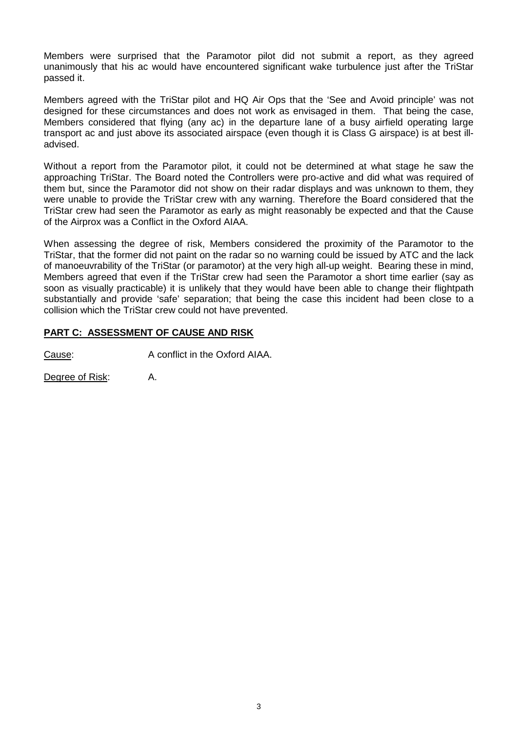Members were surprised that the Paramotor pilot did not submit a report, as they agreed unanimously that his ac would have encountered significant wake turbulence just after the TriStar passed it.

Members agreed with the TriStar pilot and HQ Air Ops that the 'See and Avoid principle' was not designed for these circumstances and does not work as envisaged in them. That being the case, Members considered that flying (any ac) in the departure lane of a busy airfield operating large transport ac and just above its associated airspace (even though it is Class G airspace) is at best ill-advised.

Without a report from the Paramotor pilot, it could not be determined at what stage he saw the approaching TriStar. The Board noted the Controllers were pro-active and did what was required of them but, since the Paramotor did not show on their radar displays and was unknown to them, they were unable to provide the TriStar crew with any warning. Therefore the Board considered that the TriStar crew had seen the Paramotor as early as might reasonably be expected and that the Cause of the Airprox was a Conflict in the Oxford AIAA.

When assessing the degree of risk, Members considered the proximity of the Paramotor to the TriStar, that the former did not paint on the radar so no warning could be issued by ATC and the lack of manoeuvrability of the TriStar (or paramotor) at the very high all-up weight. Bearing these in mind, Members agreed that even if the TriStar crew had seen the Paramotor a short time earlier (say as soon as visually practicable) it is unlikely that they would have been able to change their flightpath substantially and provide 'safe' separation; that being the case this incident had been close to a collision which the TriStar crew could not have prevented.

## PART C: ASSESSMENT OF CAUSE AND RISK

Cause: A conflict in the Oxford AIAA.

Degree of Risk: A.